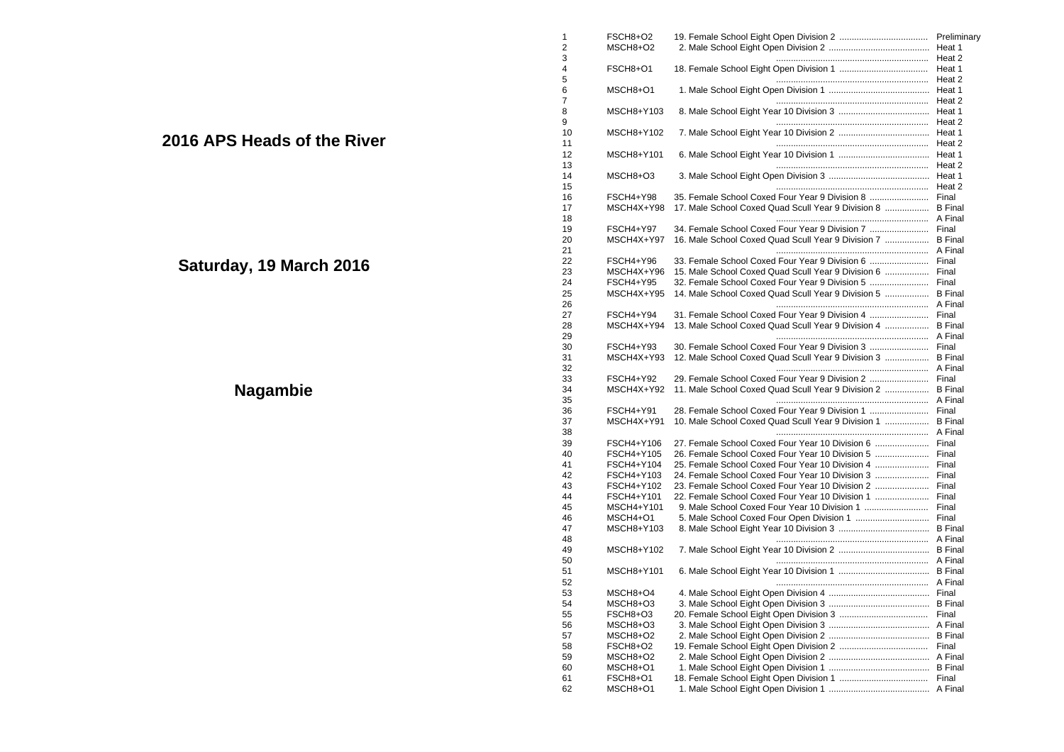# 2016 APS Heads of the River

## Saturday, 19 March 2016

## Nagambie

| | | | |
|---|---|---|---|
| 1 | FSCH8+O2 | 19. Female School Eight Open Division 2 .................................. | Preliminary |
| 2 | MSCH8+O2 | 2. Male School Eight Open Division 2 ........................................ | Heat 1 |
| 3 | | ............................................................. | Heat 2 |
| 4 | FSCH8+O1 | 18. Female School Eight Open Division 1 .................................. | Heat 1 |
| 5 | | ............................................................. | Heat 2 |
| 6 | MSCH8+O1 | 1. Male School Eight Open Division 1 ........................................ | Heat 1 |
| 7 | | ............................................................. | Heat 2 |
| 8 | MSCH8+Y103 | 8. Male School Eight Year 10 Division 3 .................................... | Heat 1 |
| 9 | | ............................................................. | Heat 2 |
| 10 | MSCH8+Y102 | 7. Male School Eight Year 10 Division 2 .................................... | Heat 1 |
| 11 | | ............................................................. | Heat 2 |
| 12 | MSCH8+Y101 | 6. Male School Eight Year 10 Division 1 .................................... | Heat 1 |
| 13 | | ............................................................. | Heat 2 |
| 14 | MSCH8+O3 | 3. Male School Eight Open Division 3 ........................................ | Heat 1 |
| 15 | | ............................................................. | Heat 2 |
| 16 | FSCH4+Y98 | 35. Female School Coxed Four Year 9 Division 8 ....................... | Final |
| 17 | MSCH4X+Y98 | 17. Male School Coxed Quad Scull Year 9 Division 8 ................. | B Final |
| 18 | | ............................................................. | A Final |
| 19 | FSCH4+Y97 | 34. Female School Coxed Four Year 9 Division 7 ....................... | Final |
| 20 | MSCH4X+Y97 | 16. Male School Coxed Quad Scull Year 9 Division 7 ................. | B Final |
| 21 | | ............................................................. | A Final |
| 22 | FSCH4+Y96 | 33. Female School Coxed Four Year 9 Division 6 ....................... | Final |
| 23 | MSCH4X+Y96 | 15. Male School Coxed Quad Scull Year 9 Division 6 ................. | Final |
| 24 | FSCH4+Y95 | 32. Female School Coxed Four Year 9 Division 5 ....................... | Final |
| 25 | MSCH4X+Y95 | 14. Male School Coxed Quad Scull Year 9 Division 5 ................. | B Final |
| 26 | | ............................................................. | A Final |
| 27 | FSCH4+Y94 | 31. Female School Coxed Four Year 9 Division 4 ....................... | Final |
| 28 | MSCH4X+Y94 | 13. Male School Coxed Quad Scull Year 9 Division 4 ................. | B Final |
| 29 | | ............................................................. | A Final |
| 30 | FSCH4+Y93 | 30. Female School Coxed Four Year 9 Division 3 ....................... | Final |
| 31 | MSCH4X+Y93 | 12. Male School Coxed Quad Scull Year 9 Division 3 ................. | B Final |
| 32 | | ............................................................. | A Final |
| 33 | FSCH4+Y92 | 29. Female School Coxed Four Year 9 Division 2 ....................... | Final |
| 34 | MSCH4X+Y92 | 11. Male School Coxed Quad Scull Year 9 Division 2 ................. | B Final |
| 35 | | ............................................................. | A Final |
| 36 | FSCH4+Y91 | 28. Female School Coxed Four Year 9 Division 1 ....................... | Final |
| 37 | MSCH4X+Y91 | 10. Male School Coxed Quad Scull Year 9 Division 1 ................. | B Final |
| 38 | | ............................................................. | A Final |
| 39 | FSCH4+Y106 | 27. Female School Coxed Four Year 10 Division 6 ..................... | Final |
| 40 | FSCH4+Y105 | 26. Female School Coxed Four Year 10 Division 5 ..................... | Final |
| 41 | FSCH4+Y104 | 25. Female School Coxed Four Year 10 Division 4 ..................... | Final |
| 42 | FSCH4+Y103 | 24. Female School Coxed Four Year 10 Division 3 ..................... | Final |
| 43 | FSCH4+Y102 | 23. Female School Coxed Four Year 10 Division 2 ..................... | Final |
| 44 | FSCH4+Y101 | 22. Female School Coxed Four Year 10 Division 1 ..................... | Final |
| 45 | MSCH4+Y101 | 9. Male School Coxed Four Year 10 Division 1 .......................... | Final |
| 46 | MSCH4+O1 | 5. Male School Coxed Four Open Division 1 ............................. | Final |
| 47 | MSCH8+Y103 | 8. Male School Eight Year 10 Division 3 .................................... | B Final |
| 48 | | ............................................................. | A Final |
| 49 | MSCH8+Y102 | 7. Male School Eight Year 10 Division 2 .................................... | B Final |
| 50 | | ............................................................. | A Final |
| 51 | MSCH8+Y101 | 6. Male School Eight Year 10 Division 1 .................................... | B Final |
| 52 | | ............................................................. | A Final |
| 53 | MSCH8+O4 | 4. Male School Eight Open Division 4 ........................................ | Final |
| 54 | MSCH8+O3 | 3. Male School Eight Open Division 3 ........................................ | B Final |
| 55 | FSCH8+O3 | 20. Female School Eight Open Division 3 .................................. | Final |
| 56 | MSCH8+O3 | 3. Male School Eight Open Division 3 ........................................ | A Final |
| 57 | MSCH8+O2 | 2. Male School Eight Open Division 2 ........................................ | B Final |
| 58 | FSCH8+O2 | 19. Female School Eight Open Division 2 .................................. | Final |
| 59 | MSCH8+O2 | 2. Male School Eight Open Division 2 ........................................ | A Final |
| 60 | MSCH8+O1 | 1. Male School Eight Open Division 1 ........................................ | B Final |
| 61 | FSCH8+O1 | 18. Female School Eight Open Division 1 .................................. | Final |
| 62 | MSCH8+O1 | 1. Male School Eight Open Division 1 ........................................ | A Final |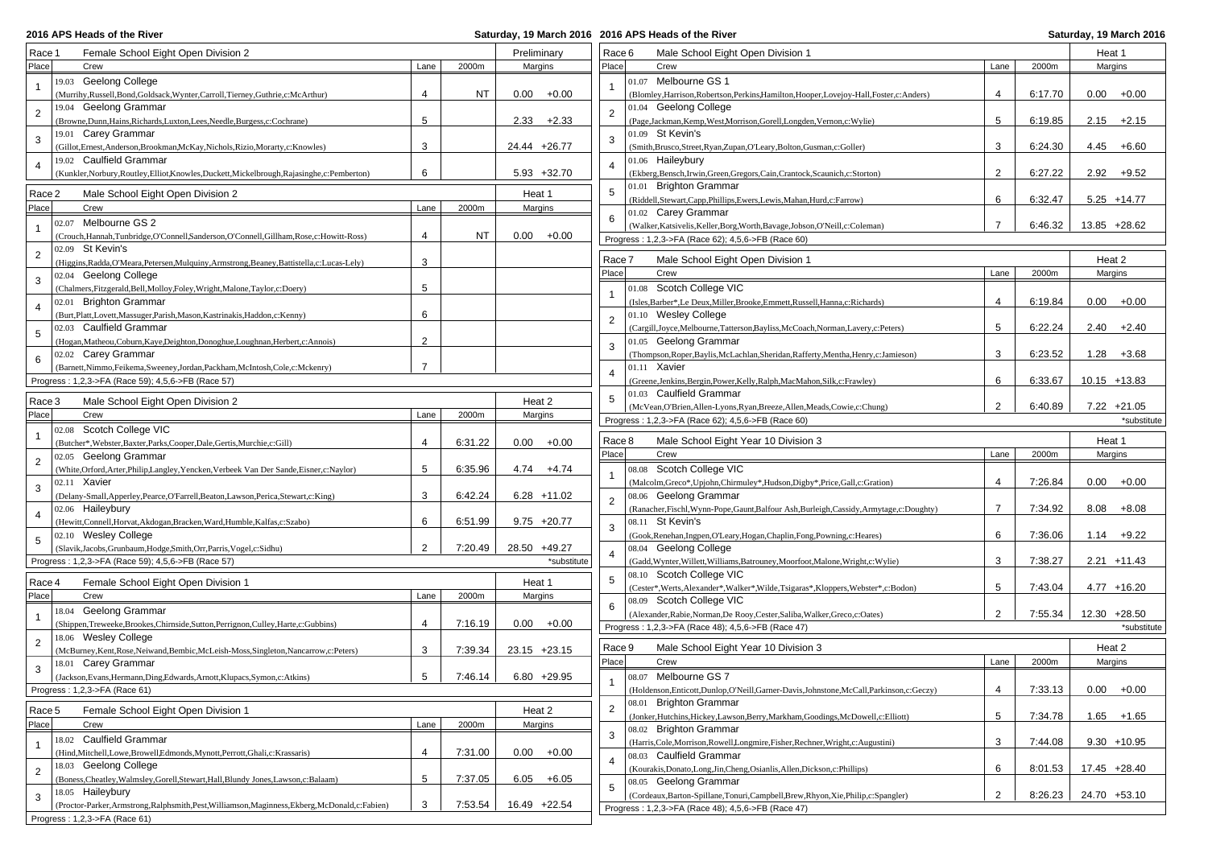## 2016 APS Heads of the River

Saturday, 19 March 2016

### Race 1 — Female School Eight Open Division 2 — Preliminary

| Place | Crew | Lane | 2000m | Margins |
|---|---|---|---|---|
| 1 | 19.03 Geelong College (Murrihy,Russell,Bond,Goldsack,Wynter,Carroll,Tierney,Guthrie,c:McArthur) | 4 | NT | 0.00 +0.00 |
| 2 | 19.04 Geelong Grammar (Browne,Dunn,Hains,Richards,Luxton,Lees,Needle,Burgess,c:Cochrane) | 5 | | 2.33 +2.33 |
| 3 | 19.01 Carey Grammar (Gillot,Ernest,Anderson,Brookman,McKay,Nichols,Rizio,Morarty,c:Knowles) | 3 | | 24.44 +26.77 |
| 4 | 19.02 Caulfield Grammar (Kunkler,Norbury,Routley,Elliot,Knowles,Duckett,Mickelbrough,Rajasinghe,c:Pemberton) | 6 | | 5.93 +32.70 |

### Race 2 — Male School Eight Open Division 2 — Heat 1

| Place | Crew | Lane | 2000m | Margins |
|---|---|---|---|---|
| 1 | 02.07 Melbourne GS 2 (Crouch,Hannah,Tunbridge,O'Connell,Sanderson,O'Connell,Gillham,Rose,c:Howitt-Ross) | 4 | NT | 0.00 +0.00 |
| 2 | 02.09 St Kevin's (Higgins,Radda,O'Meara,Petersen,Mulquiny,Armstrong,Beaney,Battistella,c:Lucas-Lely) | 3 | | |
| 3 | 02.04 Geelong College (Chalmers,Fitzgerald,Bell,Molloy,Foley,Wright,Malone,Taylor,c:Doery) | 5 | | |
| 4 | 02.01 Brighton Grammar (Burt,Platt,Lovett,Massuger,Parish,Mason,Kastrinakis,Haddon,c:Kenny) | 6 | | |
| 5 | 02.03 Caulfield Grammar (Hogan,Matheou,Coburn,Kaye,Deighton,Donoghue,Loughnan,Herbert,c:Annois) | 2 | | |
| 6 | 02.02 Carey Grammar (Barnett,Nimmo,Feikema,Sweeney,Jordan,Packham,McIntosh,Cole,c:Mckenry) | 7 | | |

Progress : 1,2,3->FA (Race 59); 4,5,6->FB (Race 57)

### Race 3 — Male School Eight Open Division 2 — Heat 2

| Place | Crew | Lane | 2000m | Margins |
|---|---|---|---|---|
| 1 | 02.08 Scotch College VIC (Butcher*,Webster,Baxter,Parks,Cooper,Dale,Gertis,Murchie,c:Gill) | 4 | 6:31.22 | 0.00 +0.00 |
| 2 | 02.05 Geelong Grammar (White,Orford,Arter,Philip,Langley,Yencken,Verbeek Van Der Sande,Eisner,c:Naylor) | 5 | 6:35.96 | 4.74 +4.74 |
| 3 | 02.11 Xavier (Delany-Small,Apperley,Pearce,O'Farrell,Beaton,Lawson,Perica,Stewart,c:King) | 3 | 6:42.24 | 6.28 +11.02 |
| 4 | 02.06 Haileybury (Hewitt,Connell,Horvat,Akdogan,Bracken,Ward,Humble,Kalfas,c:Szabo) | 6 | 6:51.99 | 9.75 +20.77 |
| 5 | 02.10 Wesley College (Slavik,Jacobs,Grunbaum,Hodge,Smith,Orr,Parris,Vogel,c:Sidhu) | 2 | 7:20.49 | 28.50 +49.27 |

Progress : 1,2,3->FA (Race 59); 4,5,6->FB (Race 57) — *substitute

### Race 4 — Female School Eight Open Division 1 — Heat 1

| Place | Crew | Lane | 2000m | Margins |
|---|---|---|---|---|
| 1 | 18.04 Geelong Grammar (Shippen,Treweeke,Brookes,Chirnside,Sutton,Perrignon,Culley,Harte,c:Gubbins) | 4 | 7:16.19 | 0.00 +0.00 |
| 2 | 18.06 Wesley College (McBurney,Kent,Rose,Neiwand,Bembic,McLeish-Moss,Singleton,Nancarrow,c:Peters) | 3 | 7:39.34 | 23.15 +23.15 |
| 3 | 18.01 Carey Grammar (Jackson,Evans,Hermann,Ding,Edwards,Arnott,Klupacs,Symon,c:Atkins) | 5 | 7:46.14 | 6.80 +29.95 |

Progress : 1,2,3->FA (Race 61)

### Race 5 — Female School Eight Open Division 1 — Heat 2

| Place | Crew | Lane | 2000m | Margins |
|---|---|---|---|---|
| 1 | 18.02 Caulfield Grammar (Hind,Mitchell,Lowe,Browell,Edmonds,Mynott,Perrott,Ghali,c:Krassaris) | 4 | 7:31.00 | 0.00 +0.00 |
| 2 | 18.03 Geelong College (Boness,Cheatley,Walmsley,Gorell,Stewart,Hall,Blundy Jones,Lawson,c:Balaam) | 5 | 7:37.05 | 6.05 +6.05 |
| 3 | 18.05 Haileybury (Proctor-Parker,Armstrong,Ralphsmith,Pest,Williamson,Maginness,Ekberg,McDonald,c:Fabien) | 3 | 7:53.54 | 16.49 +22.54 |

Progress : 1,2,3->FA (Race 61)

### Race 6 — Male School Eight Open Division 1 — Heat 1

| Place | Crew | Lane | 2000m | Margins |
|---|---|---|---|---|
| 1 | 01.07 Melbourne GS 1 (Blomley,Harrison,Robertson,Perkins,Hamilton,Hooper,Lovejoy-Hall,Foster,c:Anders) | 4 | 6:17.70 | 0.00 +0.00 |
| 2 | 01.04 Geelong College (Page,Jackman,Kemp,West,Morrison,Gorell,Longden,Vernon,c:Wylie) | 5 | 6:19.85 | 2.15 +2.15 |
| 3 | 01.09 St Kevin's (Smith,Brusco,Street,Ryan,Zupan,O'Leary,Bolton,Gusman,c:Goller) | 3 | 6:24.30 | 4.45 +6.60 |
| 4 | 01.06 Haileybury (Ekberg,Bensch,Irwin,Green,Gregors,Cain,Crantock,Scaunich,c:Storton) | 2 | 6:27.22 | 2.92 +9.52 |
| 5 | 01.01 Brighton Grammar (Riddell,Stewart,Capp,Phillips,Ewers,Lewis,Mahan,Hurd,c:Farrow) | 6 | 6:32.47 | 5.25 +14.77 |
| 6 | 01.02 Carey Grammar (Walker,Katsivelis,Keller,Borg,Worth,Bavage,Jobson,O'Neill,c:Coleman) | 7 | 6:46.32 | 13.85 +28.62 |

Progress : 1,2,3->FA (Race 62); 4,5,6->FB (Race 60)

### Race 7 — Male School Eight Open Division 1 — Heat 2

| Place | Crew | Lane | 2000m | Margins |
|---|---|---|---|---|
| 1 | 01.08 Scotch College VIC (Isles,Barber*,Le Deux,Miller,Brooke,Emmett,Russell,Hanna,c:Richards) | 4 | 6:19.84 | 0.00 +0.00 |
| 2 | 01.10 Wesley College (Cargill,Joyce,Melbourne,Tatterson,Bayliss,McCoach,Norman,Lavery,c:Peters) | 5 | 6:22.24 | 2.40 +2.40 |
| 3 | 01.05 Geelong Grammar (Thompson,Roper,Baylis,McLachlan,Sheridan,Rafferty,Mentha,Henry,c:Jamieson) | 3 | 6:23.52 | 1.28 +3.68 |
| 4 | 01.11 Xavier (Greene,Jenkins,Bergin,Power,Kelly,Ralph,MacMahon,Silk,c:Frawley) | 6 | 6:33.67 | 10.15 +13.83 |
| 5 | 01.03 Caulfield Grammar (McVean,O'Brien,Allen-Lyons,Ryan,Breeze,Allen,Meads,Cowie,c:Chung) | 2 | 6:40.89 | 7.22 +21.05 |

Progress : 1,2,3->FA (Race 62); 4,5,6->FB (Race 60) — *substitute

### Race 8 — Male School Eight Year 10 Division 3 — Heat 1

| Place | Crew | Lane | 2000m | Margins |
|---|---|---|---|---|
| 1 | 08.08 Scotch College VIC (Malcolm,Greco*,Upjohn,Chirmuley*,Hudson,Digby*,Price,Gall,c:Gration) | 4 | 7:26.84 | 0.00 +0.00 |
| 2 | 08.06 Geelong Grammar (Ranacher,Fischl,Wynn-Pope,Gaunt,Balfour Ash,Burleigh,Cassidy,Armytage,c:Doughty) | 7 | 7:34.92 | 8.08 +8.08 |
| 3 | 08.11 St Kevin's (Gook,Renehan,Ingpen,O'Leary,Hogan,Chaplin,Fong,Powning,c:Heares) | 6 | 7:36.06 | 1.14 +9.22 |
| 4 | 08.04 Geelong College (Gadd,Wynter,Willett,Williams,Batrouney,Moorfoot,Malone,Wright,c:Wylie) | 3 | 7:38.27 | 2.21 +11.43 |
| 5 | 08.10 Scotch College VIC (Cester*,Werts,Alexander*,Walker*,Wilde,Tsigaras*,Kloppers,Webster*,c:Bodon) | 5 | 7:43.04 | 4.77 +16.20 |
| 6 | 08.09 Scotch College VIC (Alexander,Rabie,Norman,De Rooy,Cester,Saliba,Walker,Greco,c:Oates) | 2 | 7:55.34 | 12.30 +28.50 |

Progress : 1,2,3->FA (Race 48); 4,5,6->FB (Race 47) — *substitute

### Race 9 — Male School Eight Year 10 Division 3 — Heat 2

| Place | Crew | Lane | 2000m | Margins |
|---|---|---|---|---|
| 1 | 08.07 Melbourne GS 7 (Holdenson,Enticott,Dunlop,O'Neill,Garner-Davis,Johnstone,McCall,Parkinson,c:Geczy) | 4 | 7:33.13 | 0.00 +0.00 |
| 2 | 08.01 Brighton Grammar (Jonker,Hutchins,Hickey,Lawson,Berry,Markham,Goodings,McDowell,c:Elliott) | 5 | 7:34.78 | 1.65 +1.65 |
| 3 | 08.02 Brighton Grammar (Harris,Cole,Morrison,Rowell,Longmire,Fisher,Rechner,Wright,c:Augustini) | 3 | 7:44.08 | 9.30 +10.95 |
| 4 | 08.03 Caulfield Grammar (Kourakis,Donato,Long,Jin,Cheng,Osianlis,Allen,Dickson,c:Phillips) | 6 | 8:01.53 | 17.45 +28.40 |
| 5 | 08.05 Geelong Grammar (Cordeaux,Barton-Spillane,Tonuri,Campbell,Brew,Rhyon,Xie,Philip,c:Spangler) | 2 | 8:26.23 | 24.70 +53.10 |

Progress : 1,2,3->FA (Race 48); 4,5,6->FB (Race 47)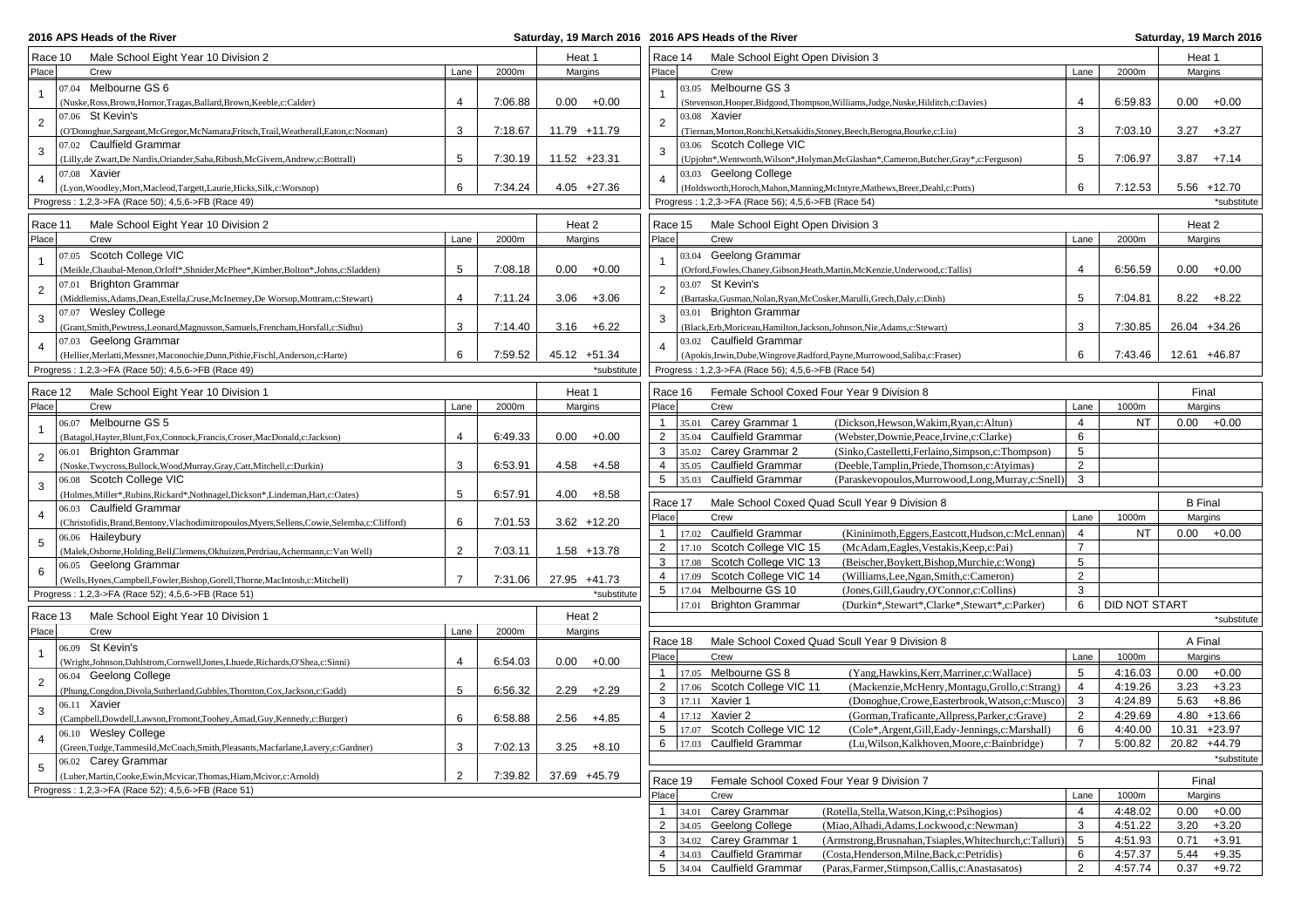## 2016 APS Heads of the River — Saturday, 19 March 2016

### Race 10 — Male School Eight Year 10 Division 2 — Heat 1

| Place | Crew | Lane | 2000m | Margins | |
|---|---|---|---|---|---|
| 1 | 07.04 Melbourne GS 6 (Nuske,Ross,Brown,Hornor,Tragas,Ballard,Brown,Keeble,c:Calder) | 4 | 7:06.88 | 0.00 | +0.00 |
| 2 | 07.06 St Kevin's (O'Donoghue,Sargeant,McGregor,McNamara,Fritsch,Trail,Weatherall,Eaton,c:Noonan) | 3 | 7:18.67 | 11.79 | +11.79 |
| 3 | 07.02 Caulfield Grammar (Lilly,de Zwart,De Nardis,Oriander,Saba,Ribush,McGivern,Andrew,c:Bottrall) | 5 | 7:30.19 | 11.52 | +23.31 |
| 4 | 07.08 Xavier (Lyon,Woodley,Mort,Macleod,Targett,Laurie,Hicks,Silk,c:Worsnop) | 6 | 7:34.24 | 4.05 | +27.36 |

Progress : 1,2,3->FA (Race 50); 4,5,6->FB (Race 49)

### Race 11 — Male School Eight Year 10 Division 2 — Heat 2

| Place | Crew | Lane | 2000m | Margins | |
|---|---|---|---|---|---|
| 1 | 07.05 Scotch College VIC (Meikle,Chaubal-Menon,Orloff*,Shnider,McPhee*,Kimber,Bolton*,Johns,c:Sladden) | 5 | 7:08.18 | 0.00 | +0.00 |
| 2 | 07.01 Brighton Grammar (Middlemiss,Adams,Dean,Estella,Cruse,McInerney,De Worsop,Mottram,c:Stewart) | 4 | 7:11.24 | 3.06 | +3.06 |
| 3 | 07.07 Wesley College (Grant,Smith,Pewtress,Leonard,Magnusson,Samuels,Frencham,Horsfall,c:Sidhu) | 3 | 7:14.40 | 3.16 | +6.22 |
| 4 | 07.03 Geelong Grammar (Hellier,Merlatti,Messner,Maconochie,Dunn,Pithie,Fischl,Anderson,c:Harte) | 6 | 7:59.52 | 45.12 | +51.34 |

Progress : 1,2,3->FA (Race 50); 4,5,6->FB (Race 49) — *substitute

### Race 12 — Male School Eight Year 10 Division 1 — Heat 1

| Place | Crew | Lane | 2000m | Margins | |
|---|---|---|---|---|---|
| 1 | 06.07 Melbourne GS 5 (Batagol,Hayter,Blunt,Fox,Connock,Francis,Croser,MacDonald,c:Jackson) | 4 | 6:49.33 | 0.00 | +0.00 |
| 2 | 06.01 Brighton Grammar (Noske,Twycross,Bullock,Wood,Murray,Gray,Catt,Mitchell,c:Durkin) | 3 | 6:53.91 | 4.58 | +4.58 |
| 3 | 06.08 Scotch College VIC (Holmes,Miller*,Rubins,Rickard*,Nothnagel,Dickson*,Lindeman,Hart,c:Oates) | 5 | 6:57.91 | 4.00 | +8.58 |
| 4 | 06.03 Caulfield Grammar (Christofidis,Brand,Bentony,Vlachodimitropoulos,Myers,Sellens,Cowie,Selemba,c:Clifford) | 6 | 7:01.53 | 3.62 | +12.20 |
| 5 | 06.06 Haileybury (Malek,Osborne,Holding,Bell,Clemens,Okhuizen,Perdriau,Achermann,c:Van Well) | 2 | 7:03.11 | 1.58 | +13.78 |
| 6 | 06.05 Geelong Grammar (Wells,Hynes,Campbell,Fowler,Bishop,Gorell,Thorne,MacIntosh,c:Mitchell) | 7 | 7:31.06 | 27.95 | +41.73 |

Progress : 1,2,3->FA (Race 52); 4,5,6->FB (Race 51) — *substitute

### Race 13 — Male School Eight Year 10 Division 1 — Heat 2

| Place | Crew | Lane | 2000m | Margins | |
|---|---|---|---|---|---|
| 1 | 06.09 St Kevin's (Wright,Johnson,Dahlstrom,Cornwell,Jones,Lhuede,Richards,O'Shea,c:Sinni) | 4 | 6:54.03 | 0.00 | +0.00 |
| 2 | 06.04 Geelong College (Phung,Congdon,Divola,Sutherland,Gubbles,Thornton,Cox,Jackson,c:Gadd) | 5 | 6:56.32 | 2.29 | +2.29 |
| 3 | 06.11 Xavier (Campbell,Dowdell,Lawson,Fromont,Toohey,Amad,Guy,Kennedy,c:Burger) | 6 | 6:58.88 | 2.56 | +4.85 |
| 4 | 06.10 Wesley College (Green,Tudge,Tammesild,McCoach,Smith,Pleasants,Macfarlane,Lavery,c:Gardner) | 3 | 7:02.13 | 3.25 | +8.10 |
| 5 | 06.02 Carey Grammar (Luber,Martin,Cooke,Ewin,Mcvicar,Thomas,Hiam,Mcivor,c:Arnold) | 2 | 7:39.82 | 37.69 | +45.79 |

Progress : 1,2,3->FA (Race 52); 4,5,6->FB (Race 51)

### Race 14 — Male School Eight Open Division 3 — Heat 1

| Place | Crew | Lane | 2000m | Margins | |
|---|---|---|---|---|---|
| 1 | 03.05 Melbourne GS 3 (Stevenson,Hooper,Bidgood,Thompson,Williams,Judge,Nuske,Hilditch,c:Davies) | 4 | 6:59.83 | 0.00 | +0.00 |
| 2 | 03.08 Xavier (Tiernan,Morton,Ronchi,Ketsakidis,Stoney,Beech,Berogna,Bourke,c:Liu) | 3 | 7:03.10 | 3.27 | +3.27 |
| 3 | 03.06 Scotch College VIC (Upjohn*,Wentworth,Wilson*,Holyman,McGlashan*,Cameron,Butcher,Gray*,c:Ferguson) | 5 | 7:06.97 | 3.87 | +7.14 |
| 4 | 03.03 Geelong College (Holdsworth,Horoch,Mahon,Manning,McIntyre,Mathews,Breer,Deahl,c:Potts) | 6 | 7:12.53 | 5.56 | +12.70 |

Progress : 1,2,3->FA (Race 56); 4,5,6->FB (Race 54) — *substitute

### Race 15 — Male School Eight Open Division 3 — Heat 2

| Place | Crew | Lane | 2000m | Margins | |
|---|---|---|---|---|---|
| 1 | 03.04 Geelong Grammar (Orford,Fowles,Chaney,Gibson,Heath,Martin,McKenzie,Underwood,c:Tallis) | 4 | 6:56.59 | 0.00 | +0.00 |
| 2 | 03.07 St Kevin's (Bartaska,Gusman,Nolan,Ryan,McCosker,Marulli,Grech,Daly,c:Dinh) | 5 | 7:04.81 | 8.22 | +8.22 |
| 3 | 03.01 Brighton Grammar (Black,Erb,Moriceau,Hamilton,Jackson,Johnson,Nie,Adams,c:Stewart) | 3 | 7:30.85 | 26.04 | +34.26 |
| 4 | 03.02 Caulfield Grammar (Apokis,Irwin,Dube,Wingrove,Radford,Payne,Murrowood,Saliba,c:Fraser) | 6 | 7:43.46 | 12.61 | +46.87 |

Progress : 1,2,3->FA (Race 56); 4,5,6->FB (Race 54)

### Race 16 — Female School Coxed Four Year 9 Division 8 — Final

| Place | Crew | | Lane | 1000m | Margins | |
|---|---|---|---|---|---|---|
| 1 | 35.01 Carey Grammar 1 | (Dickson,Hewson,Wakim,Ryan,c:Altun) | 4 | NT | 0.00 | +0.00 |
| 2 | 35.04 Caulfield Grammar | (Webster,Downie,Peace,Irvine,c:Clarke) | 6 | | | |
| 3 | 35.02 Carey Grammar 2 | (Sinko,Castelletti,Ferlaino,Simpson,c:Thompson) | 5 | | | |
| 4 | 35.05 Caulfield Grammar | (Deeble,Tamplin,Priede,Thomson,c:Atyimas) | 2 | | | |
| 5 | 35.03 Caulfield Grammar | (Paraskevopoulos,Murrowood,Long,Murray,c:Snell) | 3 | | | |

### Race 17 — Male School Coxed Quad Scull Year 9 Division 8 — B Final

| Place | Crew | | Lane | 1000m | Margins | |
|---|---|---|---|---|---|---|
| 1 | 17.02 Caulfield Grammar | (Kininimoth,Eggers,Eastcott,Hudson,c:McLennan) | 4 | NT | 0.00 | +0.00 |
| 2 | 17.10 Scotch College VIC 15 | (McAdam,Eagles,Vestakis,Keep,c:Pai) | 7 | | | |
| 3 | 17.08 Scotch College VIC 13 | (Beischer,Boykett,Bishop,Murchie,c:Wong) | 5 | | | |
| 4 | 17.09 Scotch College VIC 14 | (Williams,Lee,Ngan,Smith,c:Cameron) | 2 | | | |
| 5 | 17.04 Melbourne GS 10 | (Jones,Gill,Gaudry,O'Connor,c:Collins) | 3 | | | |
| | 17.01 Brighton Grammar | (Durkin*,Stewart*,Clarke*,Stewart*,c:Parker) | 6 | DID NOT START | | |

*substitute

### Race 18 — Male School Coxed Quad Scull Year 9 Division 8 — A Final

| Place | Crew | | Lane | 1000m | Margins | |
|---|---|---|---|---|---|---|
| 1 | 17.05 Melbourne GS 8 | (Yang,Hawkins,Kerr,Marriner,c:Wallace) | 5 | 4:16.03 | 0.00 | +0.00 |
| 2 | 17.06 Scotch College VIC 11 | (Mackenzie,McHenry,Montagu,Grollo,c:Strang) | 4 | 4:19.26 | 3.23 | +3.23 |
| 3 | 17.11 Xavier 1 | (Donoghue,Crowe,Easterbrook,Watson,c:Musco) | 3 | 4:24.89 | 5.63 | +8.86 |
| 4 | 17.12 Xavier 2 | (Gorman,Traficante,Allpress,Parker,c:Grave) | 2 | 4:29.69 | 4.80 | +13.66 |
| 5 | 17.07 Scotch College VIC 12 | (Cole*,Argent,Gill,Eady-Jennings,c:Marshall) | 6 | 4:40.00 | 10.31 | +23.97 |
| 6 | 17.03 Caulfield Grammar | (Lu,Wilson,Kalkhoven,Moore,c:Bainbridge) | 7 | 5:00.82 | 20.82 | +44.79 |

*substitute

### Race 19 — Female School Coxed Four Year 9 Division 7 — Final

| Place | Crew | | Lane | 1000m | Margins | |
|---|---|---|---|---|---|---|
| 1 | 34.01 Carey Grammar | (Rotella,Stella,Watson,King,c:Psihogios) | 4 | 4:48.02 | 0.00 | +0.00 |
| 2 | 34.05 Geelong College | (Miao,Alhadi,Adams,Lockwood,c:Newman) | 3 | 4:51.22 | 3.20 | +3.20 |
| 3 | 34.02 Carey Grammar 1 | (Armstrong,Brusnahan,Tsiaples,Whitechurch,c:Talluri) | 5 | 4:51.93 | 0.71 | +3.91 |
| 4 | 34.03 Caulfield Grammar | (Costa,Henderson,Milne,Back,c:Petridis) | 6 | 4:57.37 | 5.44 | +9.35 |
| 5 | 34.04 Caulfield Grammar | (Paras,Farmer,Stimpson,Callis,c:Anastasatos) | 2 | 4:57.74 | 0.37 | +9.72 |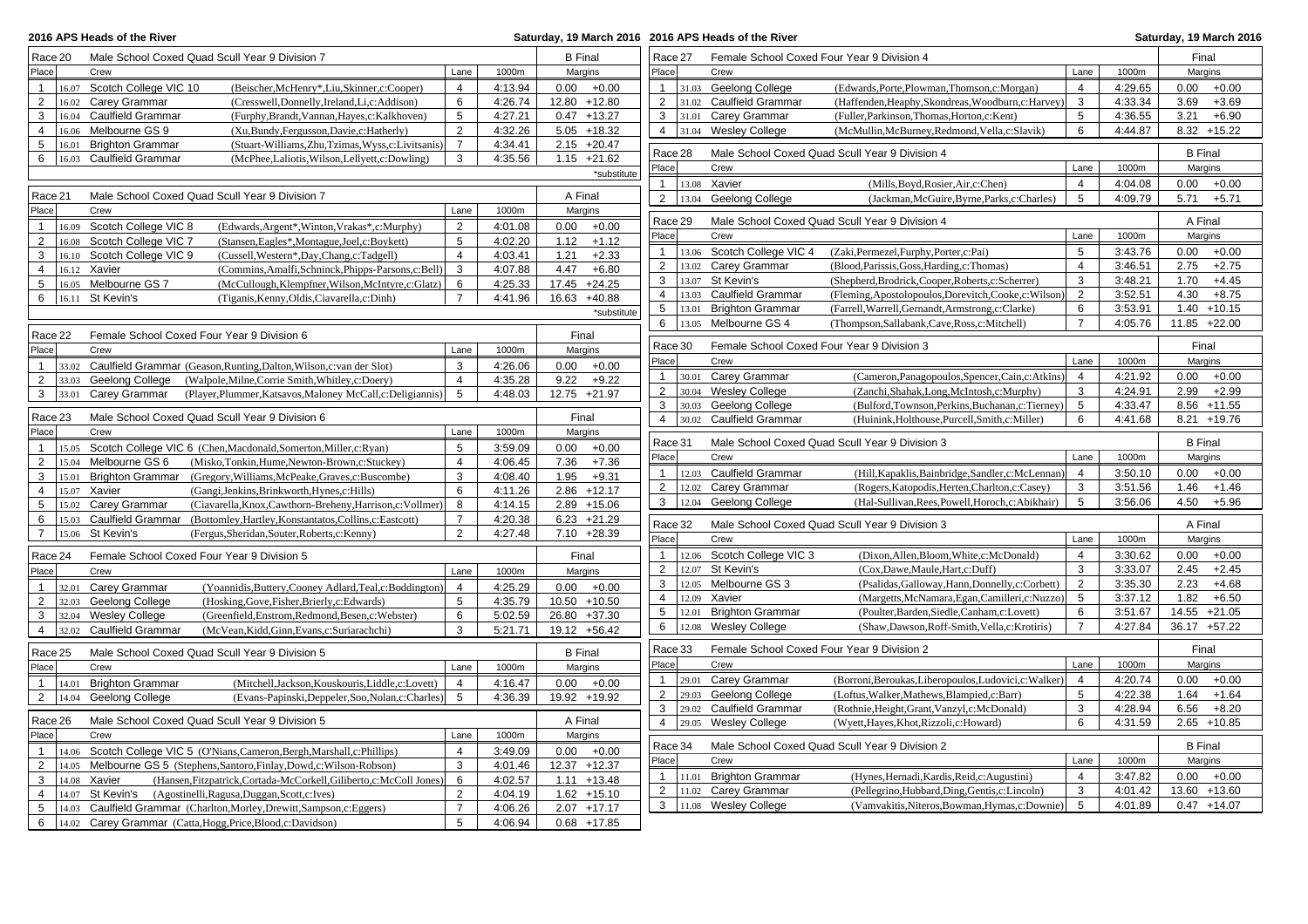## Race 20 — Male School Coxed Quad Scull Year 9 Division 7 — B Final

| Place | | Crew | | Lane | 1000m | Margins | |
|---|---|---|---|---|---|---|---|
| 1 | 16.07 | Scotch College VIC 10 | (Beischer,McHenry*,Liu,Skinner,c:Cooper) | 4 | 4:13.94 | 0.00 | +0.00 |
| 2 | 16.02 | Carey Grammar | (Cresswell,Donnelly,Ireland,Li,c:Addison) | 6 | 4:26.74 | 12.80 | +12.80 |
| 3 | 16.04 | Caulfield Grammar | (Furphy,Brandt,Vannan,Hayes,c:Kalkhoven) | 5 | 4:27.21 | 0.47 | +13.27 |
| 4 | 16.06 | Melbourne GS 9 | (Xu,Bundy,Fergusson,Davie,c:Hatherly) | 2 | 4:32.26 | 5.05 | +18.32 |
| 5 | 16.01 | Brighton Grammar | (Stuart-Williams,Zhu,Tzimas,Wyss,c:Livitsanis) | 7 | 4:34.41 | 2.15 | +20.47 |
| 6 | 16.03 | Caulfield Grammar | (McPhee,Laliotis,Wilson,Lellyett,c:Dowling) | 3 | 4:35.56 | 1.15 | +21.62 |

*substitute

## Race 21 — Male School Coxed Quad Scull Year 9 Division 7 — A Final

| Place | | Crew | | Lane | 1000m | Margins | |
|---|---|---|---|---|---|---|---|
| 1 | 16.09 | Scotch College VIC 8 | (Edwards,Argent*,Winton,Vrakas*,c:Murphy) | 2 | 4:01.08 | 0.00 | +0.00 |
| 2 | 16.08 | Scotch College VIC 7 | (Stansen,Eagles*,Montague,Joel,c:Boykett) | 5 | 4:02.20 | 1.12 | +1.12 |
| 3 | 16.10 | Scotch College VIC 9 | (Cussell,Western*,Day,Chang,c:Tadgell) | 4 | 4:03.41 | 1.21 | +2.33 |
| 4 | 16.12 | Xavier | (Commins,Amalfi,Schninck,Phipps-Parsons,c:Bell) | 3 | 4:07.88 | 4.47 | +6.80 |
| 5 | 16.05 | Melbourne GS 7 | (McCullough,Klempfner,Wilson,McIntyre,c:Glatz) | 6 | 4:25.33 | 17.45 | +24.25 |
| 6 | 16.11 | St Kevin's | (Tiganis,Kenny,Oldis,Ciavarella,c:Dinh) | 7 | 4:41.96 | 16.63 | +40.88 |

*substitute

## Race 22 — Female School Coxed Four Year 9 Division 6 — Final

| Place | | Crew | | Lane | 1000m | Margins | |
|---|---|---|---|---|---|---|---|
| 1 | 33.02 | Caulfield Grammar | (Geason,Runting,Dalton,Wilson,c:van der Slot) | 3 | 4:26.06 | 0.00 | +0.00 |
| 2 | 33.03 | Geelong College | (Walpole,Milne,Corrie Smith,Whitley,c:Doery) | 4 | 4:35.28 | 9.22 | +9.22 |
| 3 | 33.01 | Carey Grammar | (Player,Plummer,Katsavos,Maloney McCall,c:Deligiannis) | 5 | 4:48.03 | 12.75 | +21.97 |

## Race 23 — Male School Coxed Quad Scull Year 9 Division 6 — Final

| Place | | Crew | | Lane | 1000m | Margins | |
|---|---|---|---|---|---|---|---|
| 1 | 15.05 | Scotch College VIC 6 | (Chen,Macdonald,Somerton,Miller,c:Ryan) | 5 | 3:59.09 | 0.00 | +0.00 |
| 2 | 15.04 | Melbourne GS 6 | (Misko,Tonkin,Hume,Newton-Brown,c:Stuckey) | 4 | 4:06.45 | 7.36 | +7.36 |
| 3 | 15.01 | Brighton Grammar | (Gregory,Williams,McPeake,Graves,c:Buscombe) | 3 | 4:08.40 | 1.95 | +9.31 |
| 4 | 15.07 | Xavier | (Gangi,Jenkins,Brinkworth,Hynes,c:Hills) | 6 | 4:11.26 | 2.86 | +12.17 |
| 5 | 15.02 | Carey Grammar | (Ciavarella,Knox,Cawthorn-Breheny,Harrison,c:Vollmer) | 8 | 4:14.15 | 2.89 | +15.06 |
| 6 | 15.03 | Caulfield Grammar | (Bottomley,Hartley,Konstantatos,Collins,c:Eastcott) | 7 | 4:20.38 | 6.23 | +21.29 |
| 7 | 15.06 | St Kevin's | (Fergus,Sheridan,Souter,Roberts,c:Kenny) | 2 | 4:27.48 | 7.10 | +28.39 |

## Race 24 — Female School Coxed Four Year 9 Division 5 — Final

| Place | | Crew | | Lane | 1000m | Margins | |
|---|---|---|---|---|---|---|---|
| 1 | 32.01 | Carey Grammar | (Yoannidis,Buttery,Cooney Adlard,Teal,c:Boddington) | 4 | 4:25.29 | 0.00 | +0.00 |
| 2 | 32.03 | Geelong College | (Hosking,Gove,Fisher,Brierly,c:Edwards) | 5 | 4:35.79 | 10.50 | +10.50 |
| 3 | 32.04 | Wesley College | (Greenfield,Enstrom,Redmond,Besen,c:Webster) | 6 | 5:02.59 | 26.80 | +37.30 |
| 4 | 32.02 | Caulfield Grammar | (McVean,Kidd,Ginn,Evans,c:Suriarachchi) | 3 | 5:21.71 | 19.12 | +56.42 |

## Race 25 — Male School Coxed Quad Scull Year 9 Division 5 — B Final

| Place | | Crew | | Lane | 1000m | Margins | |
|---|---|---|---|---|---|---|---|
| 1 | 14.01 | Brighton Grammar | (Mitchell,Jackson,Kouskouris,Liddle,c:Lovett) | 4 | 4:16.47 | 0.00 | +0.00 |
| 2 | 14.04 | Geelong College | (Evans-Papinski,Deppeler,Soo,Nolan,c:Charles) | 5 | 4:36.39 | 19.92 | +19.92 |

## Race 26 — Male School Coxed Quad Scull Year 9 Division 5 — A Final

| Place | | Crew | | Lane | 1000m | Margins | |
|---|---|---|---|---|---|---|---|
| 1 | 14.06 | Scotch College VIC 5 | (O'Nians,Cameron,Bergh,Marshall,c:Phillips) | 4 | 3:49.09 | 0.00 | +0.00 |
| 2 | 14.05 | Melbourne GS 5 | (Stephens,Santoro,Finlay,Dowd,c:Wilson-Robson) | 3 | 4:01.46 | 12.37 | +12.37 |
| 3 | 14.08 | Xavier | (Hansen,Fitzpatrick,Cortada-McCorkell,Giliberto,c:McColl Jones) | 6 | 4:02.57 | 1.11 | +13.48 |
| 4 | 14.07 | St Kevin's | (Agostinelli,Ragusa,Duggan,Scott,c:Ives) | 2 | 4:04.19 | 1.62 | +15.10 |
| 5 | 14.03 | Caulfield Grammar | (Charlton,Morley,Drewitt,Sampson,c:Eggers) | 7 | 4:06.26 | 2.07 | +17.17 |
| 6 | 14.02 | Carey Grammar | (Catta,Hogg,Price,Blood,c:Davidson) | 5 | 4:06.94 | 0.68 | +17.85 |

## Race 27 — Female School Coxed Four Year 9 Division 4 — Final

| Place | | Crew | | Lane | 1000m | Margins | |
|---|---|---|---|---|---|---|---|
| 1 | 31.03 | Geelong College | (Edwards,Porte,Plowman,Thomson,c:Morgan) | 4 | 4:29.65 | 0.00 | +0.00 |
| 2 | 31.02 | Caulfield Grammar | (Haffenden,Heaphy,Skondreas,Woodburn,c:Harvey) | 3 | 4:33.34 | 3.69 | +3.69 |
| 3 | 31.01 | Carey Grammar | (Fuller,Parkinson,Thomas,Horton,c:Kent) | 5 | 4:36.55 | 3.21 | +6.90 |
| 4 | 31.04 | Wesley College | (McMullin,McBurney,Redmond,Vella,c:Slavik) | 6 | 4:44.87 | 8.32 | +15.22 |

## Race 28 — Male School Coxed Quad Scull Year 9 Division 4 — B Final

| Place | | Crew | | Lane | 1000m | Margins | |
|---|---|---|---|---|---|---|---|
| 1 | 13.08 | Xavier | (Mills,Boyd,Rosier,Air,c:Chen) | 4 | 4:04.08 | 0.00 | +0.00 |
| 2 | 13.04 | Geelong College | (Jackman,McGuire,Byrne,Parks,c:Charles) | 5 | 4:09.79 | 5.71 | +5.71 |

## Race 29 — Male School Coxed Quad Scull Year 9 Division 4 — A Final

| Place | | Crew | | Lane | 1000m | Margins | |
|---|---|---|---|---|---|---|---|
| 1 | 13.06 | Scotch College VIC 4 | (Zaki,Permezel,Furphy,Porter,c:Pai) | 5 | 3:43.76 | 0.00 | +0.00 |
| 2 | 13.02 | Carey Grammar | (Blood,Parissis,Goss,Harding,c:Thomas) | 4 | 3:46.51 | 2.75 | +2.75 |
| 3 | 13.07 | St Kevin's | (Shepherd,Brodrick,Cooper,Roberts,c:Scherrer) | 3 | 3:48.21 | 1.70 | +4.45 |
| 4 | 13.03 | Caulfield Grammar | (Fleming,Apostolopoulos,Dorevitch,Cooke,c:Wilson) | 2 | 3:52.51 | 4.30 | +8.75 |
| 5 | 13.01 | Brighton Grammar | (Farrell,Warrell,Gernandt,Armstrong,c:Clarke) | 6 | 3:53.91 | 1.40 | +10.15 |
| 6 | 13.05 | Melbourne GS 4 | (Thompson,Sallabank,Cave,Ross,c:Mitchell) | 7 | 4:05.76 | 11.85 | +22.00 |

## Race 30 — Female School Coxed Four Year 9 Division 3 — Final

| Place | | Crew | | Lane | 1000m | Margins | |
|---|---|---|---|---|---|---|---|
| 1 | 30.01 | Carey Grammar | (Cameron,Panagopoulos,Spencer,Cain,c:Atkins) | 4 | 4:21.92 | 0.00 | +0.00 |
| 2 | 30.04 | Wesley College | (Zanchi,Shahak,Long,McIntosh,c:Murphy) | 3 | 4:24.91 | 2.99 | +2.99 |
| 3 | 30.03 | Geelong College | (Bulford,Townson,Perkins,Buchanan,c:Tierney) | 5 | 4:33.47 | 8.56 | +11.55 |
| 4 | 30.02 | Caulfield Grammar | (Huinink,Holthouse,Purcell,Smith,c:Miller) | 6 | 4:41.68 | 8.21 | +19.76 |

## Race 31 — Male School Coxed Quad Scull Year 9 Division 3 — B Final

| Place | | Crew | | Lane | 1000m | Margins | |
|---|---|---|---|---|---|---|---|
| 1 | 12.03 | Caulfield Grammar | (Hill,Kapaklis,Bainbridge,Sandler,c:McLennan) | 4 | 3:50.10 | 0.00 | +0.00 |
| 2 | 12.02 | Carey Grammar | (Rogers,Katopodis,Herten,Charlton,c:Casey) | 3 | 3:51.56 | 1.46 | +1.46 |
| 3 | 12.04 | Geelong College | (Hal-Sullivan,Rees,Powell,Horoch,c:Abikhair) | 5 | 3:56.06 | 4.50 | +5.96 |

## Race 32 — Male School Coxed Quad Scull Year 9 Division 3 — A Final

| Place | | Crew | | Lane | 1000m | Margins | |
|---|---|---|---|---|---|---|---|
| 1 | 12.06 | Scotch College VIC 3 | (Dixon,Allen,Bloom,White,c:McDonald) | 4 | 3:30.62 | 0.00 | +0.00 |
| 2 | 12.07 | St Kevin's | (Cox,Dawe,Maule,Hart,c:Duff) | 3 | 3:33.07 | 2.45 | +2.45 |
| 3 | 12.05 | Melbourne GS 3 | (Psalidas,Galloway,Hann,Donnelly,c:Corbett) | 2 | 3:35.30 | 2.23 | +4.68 |
| 4 | 12.09 | Xavier | (Margetts,McNamara,Egan,Camilleri,c:Nuzzo) | 5 | 3:37.12 | 1.82 | +6.50 |
| 5 | 12.01 | Brighton Grammar | (Poulter,Barden,Siedle,Canham,c:Lovett) | 6 | 3:51.67 | 14.55 | +21.05 |
| 6 | 12.08 | Wesley College | (Shaw,Dawson,Roff-Smith,Vella,c:Krotiris) | 7 | 4:27.84 | 36.17 | +57.22 |

## Race 33 — Female School Coxed Four Year 9 Division 2 — Final

| Place | | Crew | | Lane | 1000m | Margins | |
|---|---|---|---|---|---|---|---|
| 1 | 29.01 | Carey Grammar | (Borroni,Beroukas,Liberopoulos,Ludovici,c:Walker) | 4 | 4:20.74 | 0.00 | +0.00 |
| 2 | 29.03 | Geelong College | (Loftus,Walker,Mathews,Blampied,c:Barr) | 5 | 4:22.38 | 1.64 | +1.64 |
| 3 | 29.02 | Caulfield Grammar | (Rothnie,Height,Grant,Vanzyl,c:McDonald) | 3 | 4:28.94 | 6.56 | +8.20 |
| 4 | 29.05 | Wesley College | (Wyett,Hayes,Khot,Rizzoli,c:Howard) | 6 | 4:31.59 | 2.65 | +10.85 |

## Race 34 — Male School Coxed Quad Scull Year 9 Division 2 — B Final

| Place | | Crew | | Lane | 1000m | Margins | |
|---|---|---|---|---|---|---|---|
| 1 | 11.01 | Brighton Grammar | (Hynes,Hernadi,Kardis,Reid,c:Augustini) | 4 | 3:47.82 | 0.00 | +0.00 |
| 2 | 11.02 | Carey Grammar | (Pellegrino,Hubbard,Ding,Gentis,c:Lincoln) | 3 | 4:01.42 | 13.60 | +13.60 |
| 3 | 11.08 | Wesley College | (Vamvakitis,Niteros,Bowman,Hymas,c:Downie) | 5 | 4:01.89 | 0.47 | +14.07 |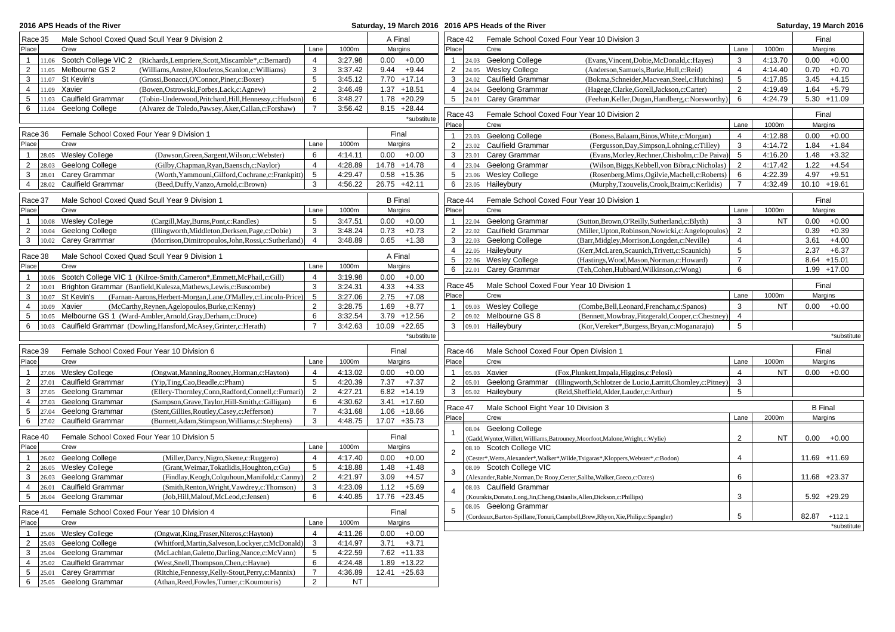## Race 35 — Male School Coxed Quad Scull Year 9 Division 2 — A Final

| Place | | Crew | | Lane | 1000m | Margins | |
|---|---|---|---|---|---|---|---|
| 1 | 11.06 | Scotch College VIC 2 | (Richards,Lempriere,Scott,Miscamble*,c:Bernard) | 4 | 3:27.98 | 0.00 | +0.00 |
| 2 | 11.05 | Melbourne GS 2 | (Williams,Anstee,Kloufetos,Scanlon,c:Williams) | 3 | 3:37.42 | 9.44 | +9.44 |
| 3 | 11.07 | St Kevin's | (Grossi,Bonacci,O'Connor,Piner,c:Boxer) | 5 | 3:45.12 | 7.70 | +17.14 |
| 4 | 11.09 | Xavier | (Bowen,Ostrowski,Forbes,Lack,c:Agnew) | 2 | 3:46.49 | 1.37 | +18.51 |
| 5 | 11.03 | Caulfield Grammar | (Tobin-Underwood,Pritchard,Hill,Hennessy,c:Hudson) | 6 | 3:48.27 | 1.78 | +20.29 |
| 6 | 11.04 | Geelong College | (Alvarez de Toledo,Pawsey,Aker,Callan,c:Forshaw) | 7 | 3:56.42 | 8.15 | +28.44 |

*substitute

## Race 36 — Female School Coxed Four Year 9 Division 1 — Final

| Place | | Crew | | Lane | 1000m | Margins | |
|---|---|---|---|---|---|---|---|
| 1 | 28.05 | Wesley College | (Dawson,Green,Sargent,Wilson,c:Webster) | 6 | 4:14.11 | 0.00 | +0.00 |
| 2 | 28.03 | Geelong College | (Gilby,Chapman,Ryan,Baensch,c:Naylor) | 4 | 4:28.89 | 14.78 | +14.78 |
| 3 | 28.01 | Carey Grammar | (Worth,Yammouni,Gilford,Cochrane,c:Frankpitt) | 5 | 4:29.47 | 0.58 | +15.36 |
| 4 | 28.02 | Caulfield Grammar | (Beed,Duffy,Vanzo,Arnold,c:Brown) | 3 | 4:56.22 | 26.75 | +42.11 |

## Race 37 — Male School Coxed Quad Scull Year 9 Division 1 — B Final

| Place | | Crew | | Lane | 1000m | Margins | |
|---|---|---|---|---|---|---|---|
| 1 | 10.08 | Wesley College | (Cargill,May,Burns,Pont,c:Randles) | 5 | 3:47.51 | 0.00 | +0.00 |
| 2 | 10.04 | Geelong College | (Illingworth,Middleton,Derksen,Page,c:Dobie) | 3 | 3:48.24 | 0.73 | +0.73 |
| 3 | 10.02 | Carey Grammar | (Morrison,Dimitropoulos,John,Rossi,c:Sutherland) | 4 | 3:48.89 | 0.65 | +1.38 |

## Race 38 — Male School Coxed Quad Scull Year 9 Division 1 — A Final

| Place | | Crew | | Lane | 1000m | Margins | |
|---|---|---|---|---|---|---|---|
| 1 | 10.06 | Scotch College VIC 1 | (Kilroe-Smith,Cameron*,Emmett,McPhail,c:Gill) | 4 | 3:19.98 | 0.00 | +0.00 |
| 2 | 10.01 | Brighton Grammar | (Banfield,Kulesza,Mathews,Lewis,c:Buscombe) | 3 | 3:24.31 | 4.33 | +4.33 |
| 3 | 10.07 | St Kevin's | (Farnan-Aarons,Herbert-Morgan,Lane,O'Malley,c:Lincoln-Price) | 5 | 3:27.06 | 2.75 | +7.08 |
| 4 | 10.09 | Xavier | (McCarthy,Reynen,Agelopoulos,Burke,c:Kenny) | 2 | 3:28.75 | 1.69 | +8.77 |
| 5 | 10.05 | Melbourne GS 1 | (Ward-Ambler,Arnold,Gray,Derham,c:Druce) | 6 | 3:32.54 | 3.79 | +12.56 |
| 6 | 10.03 | Caulfield Grammar | (Dowling,Hansford,McAsey,Grinter,c:Herath) | 7 | 3:42.63 | 10.09 | +22.65 |

*substitute

## Race 39 — Female School Coxed Four Year 10 Division 6 — Final

| Place | | Crew | | Lane | 1000m | Margins | |
|---|---|---|---|---|---|---|---|
| 1 | 27.06 | Wesley College | (Ongwat,Manning,Rooney,Horman,c:Hayton) | 4 | 4:13.02 | 0.00 | +0.00 |
| 2 | 27.01 | Caulfield Grammar | (Yip,Ting,Cao,Beadle,c:Pham) | 5 | 4:20.39 | 7.37 | +7.37 |
| 3 | 27.05 | Geelong Grammar | (Ellery-Thornley,Conn,Radford,Connell,c:Furnari) | 2 | 4:27.21 | 6.82 | +14.19 |
| 4 | 27.03 | Geelong Grammar | (Sampson,Grave,Taylor,Hill-Smith,c:Gilligan) | 6 | 4:30.62 | 3.41 | +17.60 |
| 5 | 27.04 | Geelong Grammar | (Stent,Gillies,Routley,Casey,c:Jefferson) | 7 | 4:31.68 | 1.06 | +18.66 |
| 6 | 27.02 | Caulfield Grammar | (Burnett,Adam,Stimpson,Williams,c:Stephens) | 3 | 4:48.75 | 17.07 | +35.73 |

## Race 40 — Female School Coxed Four Year 10 Division 5 — Final

| Place | | Crew | | Lane | 1000m | Margins | |
|---|---|---|---|---|---|---|---|
| 1 | 26.02 | Geelong College | (Miller,Darcy,Nigro,Skene,c:Ruggero) | 4 | 4:17.40 | 0.00 | +0.00 |
| 2 | 26.05 | Wesley College | (Grant,Weimar,Tokatlidis,Houghton,c:Gu) | 5 | 4:18.88 | 1.48 | +1.48 |
| 3 | 26.03 | Geelong Grammar | (Findlay,Keogh,Colquhoun,Manifold,c:Canny) | 2 | 4:21.97 | 3.09 | +4.57 |
| 4 | 26.01 | Caulfield Grammar | (Smith,Renton,Wright,Vawdrey,c:Thomson) | 3 | 4:23.09 | 1.12 | +5.69 |
| 5 | 26.04 | Geelong Grammar | (Job,Hill,Malouf,McLeod,c:Jensen) | 6 | 4:40.85 | 17.76 | +23.45 |

## Race 41 — Female School Coxed Four Year 10 Division 4 — Final

| Place | | Crew | | Lane | 1000m | Margins | |
|---|---|---|---|---|---|---|---|
| 1 | 25.06 | Wesley College | (Ongwat,King,Fraser,Niteros,c:Hayton) | 4 | 4:11.26 | 0.00 | +0.00 |
| 2 | 25.03 | Geelong College | (Whitford,Martin,Salveson,Lockyer,c:McDonald) | 3 | 4:14.97 | 3.71 | +3.71 |
| 3 | 25.04 | Geelong Grammar | (McLachlan,Galetto,Darling,Nance,c:McVann) | 5 | 4:22.59 | 7.62 | +11.33 |
| 4 | 25.02 | Caulfield Grammar | (West,Snell,Thompson,Chen,c:Hayne) | 6 | 4:24.48 | 1.89 | +13.22 |
| 5 | 25.01 | Carey Grammar | (Ritchie,Fennessy,Kelly-Stout,Perry,c:Mannix) | 7 | 4:36.89 | 12.41 | +25.63 |
| 6 | 25.05 | Geelong Grammar | (Athan,Reed,Fowles,Turner,c:Koumouris) | 2 | NT | | |

## Race 42 — Female School Coxed Four Year 10 Division 3 — Final

| Place | | Crew | | Lane | 1000m | Margins | |
|---|---|---|---|---|---|---|---|
| 1 | 24.03 | Geelong College | (Evans,Vincent,Dobie,McDonald,c:Hayes) | 3 | 4:13.70 | 0.00 | +0.00 |
| 2 | 24.05 | Wesley College | (Anderson,Samuels,Burke,Hull,c:Reid) | 4 | 4:14.40 | 0.70 | +0.70 |
| 3 | 24.02 | Caulfield Grammar | (Bokma,Schneider,Macvean,Steel,c:Hutchins) | 5 | 4:17.85 | 3.45 | +4.15 |
| 4 | 24.04 | Geelong Grammar | (Hagege,Clarke,Gorell,Jackson,c:Carter) | 2 | 4:19.49 | 1.64 | +5.79 |
| 5 | 24.01 | Carey Grammar | (Feehan,Keller,Dugan,Handberg,c:Norsworthy) | 6 | 4:24.79 | 5.30 | +11.09 |

## Race 43 — Female School Coxed Four Year 10 Division 2 — Final

| Place | | Crew | | Lane | 1000m | Margins | |
|---|---|---|---|---|---|---|---|
| 1 | 23.03 | Geelong College | (Boness,Balaam,Binos,White,c:Morgan) | 4 | 4:12.88 | 0.00 | +0.00 |
| 2 | 23.02 | Caulfield Grammar | (Fergusson,Day,Simpson,Lohning,c:Tilley) | 3 | 4:14.72 | 1.84 | +1.84 |
| 3 | 23.01 | Carey Grammar | (Evans,Morley,Rechner,Chisholm,c:De Paiva) | 5 | 4:16.20 | 1.48 | +3.32 |
| 4 | 23.04 | Geelong Grammar | (Wilson,Biggs,Kebbell,von Bibra,c:Nicholas) | 2 | 4:17.42 | 1.22 | +4.54 |
| 5 | 23.06 | Wesley College | (Rosenberg,Mims,Ogilvie,Machell,c:Roberts) | 6 | 4:22.39 | 4.97 | +9.51 |
| 6 | 23.05 | Haileybury | (Murphy,Tzouvelis,Crook,Braim,c:Kerlidis) | 7 | 4:32.49 | 10.10 | +19.61 |

## Race 44 — Female School Coxed Four Year 10 Division 1 — Final

| Place | | Crew | | Lane | 1000m | Margins | |
|---|---|---|---|---|---|---|---|
| 1 | 22.04 | Geelong Grammar | (Sutton,Brown,O'Reilly,Sutherland,c:Blyth) | 3 | NT | 0.00 | +0.00 |
| 2 | 22.02 | Caulfield Grammar | (Miller,Upton,Robinson,Nowicki,c:Angelopoulos) | 2 | | 0.39 | +0.39 |
| 3 | 22.03 | Geelong College | (Barr,Midgley,Morrison,Longden,c:Neville) | 4 | | 3.61 | +4.00 |
| 4 | 22.05 | Haileybury | (Kerr,McLaren,Scaunich,Trivett,c:Scaunich) | 5 | | 2.37 | +6.37 |
| 5 | 22.06 | Wesley College | (Hastings,Wood,Mason,Norman,c:Howard) | 7 | | 8.64 | +15.01 |
| 6 | 22.01 | Carey Grammar | (Teh,Cohen,Hubbard,Wilkinson,c:Wong) | 6 | | 1.99 | +17.00 |

## Race 45 — Male School Coxed Four Year 10 Division 1 — Final

| Place | | Crew | | Lane | 1000m | Margins | |
|---|---|---|---|---|---|---|---|
| 1 | 09.03 | Wesley College | (Combe,Bell,Leonard,Frencham,c:Spanos) | 3 | NT | 0.00 | +0.00 |
| 2 | 09.02 | Melbourne GS 8 | (Bennett,Mowbray,Fitzgerald,Cooper,c:Chestney) | 4 | | | |
| 3 | 09.01 | Haileybury | (Kor,Vereker*,Burgess,Bryan,c:Moganaraju) | 5 | | | |

*substitute

## Race 46 — Male School Coxed Four Open Division 1 — Final

| Place | | Crew | | Lane | 1000m | Margins | |
|---|---|---|---|---|---|---|---|
| 1 | 05.03 | Xavier | (Fox,Plunkett,Impala,Higgins,c:Pelosi) | 4 | NT | 0.00 | +0.00 |
| 2 | 05.01 | Geelong Grammar | (Illingworth,Schlotzer de Lucio,Larritt,Chomley,c:Pitney) | 3 | | | |
| 3 | 05.02 | Haileybury | (Reid,Sheffield,Alder,Lauder,c:Arthur) | 5 | | | |

## Race 47 — Male School Eight Year 10 Division 3 — B Final

| Place | | Crew | Lane | 2000m | Margins | |
|---|---|---|---|---|---|---|
| 1 | 08.04 | Geelong College (Gadd,Wynter,Willett,Williams,Batrouney,Moorfoot,Malone,Wright,c:Wylie) | 2 | NT | 0.00 | +0.00 |
| 2 | 08.10 | Scotch College VIC (Cester*,Werts,Alexander*,Walker*,Wilde,Tsigaras*,Kloppers,Webster*,c:Bodon) | 4 | | 11.69 | +11.69 |
| 3 | 08.09 | Scotch College VIC (Alexander,Rabie,Norman,De Rooy,Cester,Saliba,Walker,Greco,c:Oates) | 6 | | 11.68 | +23.37 |
| 4 | 08.03 | Caulfield Grammar (Kourakis,Donato,Long,Jin,Cheng,Osianlis,Allen,Dickson,c:Phillips) | 3 | | 5.92 | +29.29 |
| 5 | 08.05 | Geelong Grammar (Cordeaux,Barton-Spillane,Tonuri,Campbell,Brew,Rhyon,Xie,Philip,c:Spangler) | 5 | | 82.87 | +112.1 |

*substitute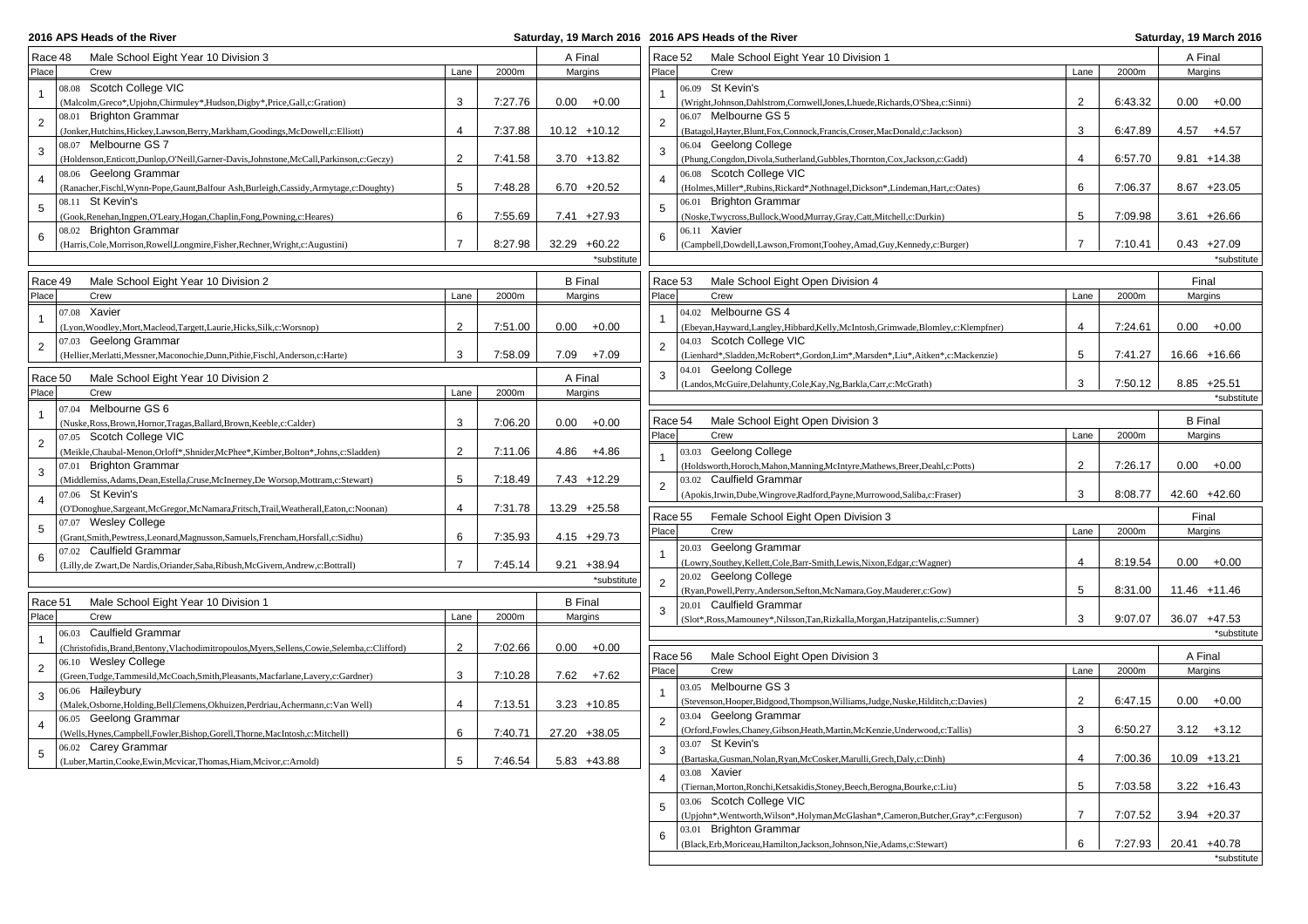## Race 48 — Male School Eight Year 10 Division 3 — A Final

| Place | Crew | Lane | 2000m | Margins |
|---|---|---|---|---|
| 1 | 08.08 Scotch College VIC (Malcolm,Greco*,Upjohn,Chirmuley*,Hudson,Digby*,Price,Gall,c:Gration) | 3 | 7:27.76 | 0.00 +0.00 |
| 2 | 08.01 Brighton Grammar (Jonker,Hutchins,Hickey,Lawson,Berry,Markham,Goodings,McDowell,c:Elliott) | 4 | 7:37.88 | 10.12 +10.12 |
| 3 | 08.07 Melbourne GS 7 (Holdenson,Enticott,Dunlop,O'Neill,Garner-Davis,Johnstone,McCall,Parkinson,c:Geczy) | 2 | 7:41.58 | 3.70 +13.82 |
| 4 | 08.06 Geelong Grammar (Ranacher,Fischl,Wynn-Pope,Gaunt,Balfour Ash,Burleigh,Cassidy,Armytage,c:Doughty) | 5 | 7:48.28 | 6.70 +20.52 |
| 5 | 08.11 St Kevin's (Gook,Renehan,Ingpen,O'Leary,Hogan,Chaplin,Fong,Powning,c:Heares) | 6 | 7:55.69 | 7.41 +27.93 |
| 6 | 08.02 Brighton Grammar (Harris,Cole,Morrison,Rowell,Longmire,Fisher,Rechner,Wright,c:Augustini) | 7 | 8:27.98 | 32.29 +60.22 |

*substitute

## Race 49 — Male School Eight Year 10 Division 2 — B Final

| Place | Crew | Lane | 2000m | Margins |
|---|---|---|---|---|
| 1 | 07.08 Xavier (Lyon,Woodley,Mort,Macleod,Targett,Laurie,Hicks,Silk,c:Worsnop) | 2 | 7:51.00 | 0.00 +0.00 |
| 2 | 07.03 Geelong Grammar (Hellier,Merlatti,Messner,Maconochie,Dunn,Pithie,Fischl,Anderson,c:Harte) | 3 | 7:58.09 | 7.09 +7.09 |

## Race 50 — Male School Eight Year 10 Division 2 — A Final

| Place | Crew | Lane | 2000m | Margins |
|---|---|---|---|---|
| 1 | 07.04 Melbourne GS 6 (Nuske,Ross,Brown,Hornor,Tragas,Ballard,Brown,Keeble,c:Calder) | 3 | 7:06.20 | 0.00 +0.00 |
| 2 | 07.05 Scotch College VIC (Meikle,Chaubal-Menon,Orloff*,Shnider,McPhee*,Kimber,Bolton*,Johns,c:Sladden) | 2 | 7:11.06 | 4.86 +4.86 |
| 3 | 07.01 Brighton Grammar (Middlemiss,Adams,Dean,Estella,Cruse,McInerney,De Worsop,Mottram,c:Stewart) | 5 | 7:18.49 | 7.43 +12.29 |
| 4 | 07.06 St Kevin's (O'Donoghue,Sargeant,McGregor,McNamara,Fritsch,Trail,Weatherall,Eaton,c:Noonan) | 4 | 7:31.78 | 13.29 +25.58 |
| 5 | 07.07 Wesley College (Grant,Smith,Pewtress,Leonard,Magnusson,Samuels,Frencham,Horsfall,c:Sidhu) | 6 | 7:35.93 | 4.15 +29.73 |
| 6 | 07.02 Caulfield Grammar (Lilly,de Zwart,De Nardis,Oriander,Saba,Ribush,McGivern,Andrew,c:Bottrall) | 7 | 7:45.14 | 9.21 +38.94 |

*substitute

## Race 51 — Male School Eight Year 10 Division 1 — B Final

| Place | Crew | Lane | 2000m | Margins |
|---|---|---|---|---|
| 1 | 06.03 Caulfield Grammar (Christofidis,Brand,Bentony,Vlachodimitropoulos,Myers,Sellens,Cowie,Selemba,c:Clifford) | 2 | 7:02.66 | 0.00 +0.00 |
| 2 | 06.10 Wesley College (Green,Tudge,Tammesild,McCoach,Smith,Pleasants,Macfarlane,Lavery,c:Gardner) | 3 | 7:10.28 | 7.62 +7.62 |
| 3 | 06.06 Haileybury (Malek,Osborne,Holding,Bell,Clemens,Okhuizen,Perdriau,Achermann,c:Van Well) | 4 | 7:13.51 | 3.23 +10.85 |
| 4 | 06.05 Geelong Grammar (Wells,Hynes,Campbell,Fowler,Bishop,Gorell,Thorne,MacIntosh,c:Mitchell) | 6 | 7:40.71 | 27.20 +38.05 |
| 5 | 06.02 Carey Grammar (Luber,Martin,Cooke,Ewin,Mcvicar,Thomas,Hiam,Mcivor,c:Arnold) | 5 | 7:46.54 | 5.83 +43.88 |

## Race 52 — Male School Eight Year 10 Division 1 — A Final

| Place | Crew | Lane | 2000m | Margins |
|---|---|---|---|---|
| 1 | 06.09 St Kevin's (Wright,Johnson,Dahlstrom,Cornwell,Jones,Lhuede,Richards,O'Shea,c:Sinni) | 2 | 6:43.32 | 0.00 +0.00 |
| 2 | 06.07 Melbourne GS 5 (Batagol,Hayter,Blunt,Fox,Connock,Francis,Croser,MacDonald,c:Jackson) | 3 | 6:47.89 | 4.57 +4.57 |
| 3 | 06.04 Geelong College (Phung,Congdon,Divola,Sutherland,Gubbles,Thornton,Cox,Jackson,c:Gadd) | 4 | 6:57.70 | 9.81 +14.38 |
| 4 | 06.08 Scotch College VIC (Holmes,Miller*,Rubins,Rickard*,Nothnagel,Dickson*,Lindeman,Hart,c:Oates) | 6 | 7:06.37 | 8.67 +23.05 |
| 5 | 06.01 Brighton Grammar (Noske,Twycross,Bullock,Wood,Murray,Gray,Catt,Mitchell,c:Durkin) | 5 | 7:09.98 | 3.61 +26.66 |
| 6 | 06.11 Xavier (Campbell,Dowdell,Lawson,Fromont,Toohey,Amad,Guy,Kennedy,c:Burger) | 7 | 7:10.41 | 0.43 +27.09 |

*substitute

## Race 53 — Male School Eight Open Division 4 — Final

| Place | Crew | Lane | 2000m | Margins |
|---|---|---|---|---|
| 1 | 04.02 Melbourne GS 4 (Ebeyan,Hayward,Langley,Hibbard,Kelly,McIntosh,Grimwade,Blomley,c:Klempfner) | 4 | 7:24.61 | 0.00 +0.00 |
| 2 | 04.03 Scotch College VIC (Lienhard*,Sladden,McRobert*,Gordon,Lim*,Marsden*,Liu*,Aitken*,c:Mackenzie) | 5 | 7:41.27 | 16.66 +16.66 |
| 3 | 04.01 Geelong College (Landos,McGuire,Delahunty,Cole,Kay,Ng,Barkla,Carr,c:McGrath) | 3 | 7:50.12 | 8.85 +25.51 |

*substitute

## Race 54 — Male School Eight Open Division 3 — B Final

| Place | Crew | Lane | 2000m | Margins |
|---|---|---|---|---|
| 1 | 03.03 Geelong College (Holdsworth,Horoch,Mahon,Manning,McIntyre,Mathews,Breer,Deahl,c:Potts) | 2 | 7:26.17 | 0.00 +0.00 |
| 2 | 03.02 Caulfield Grammar (Apokis,Irwin,Dube,Wingrove,Radford,Payne,Murrowood,Saliba,c:Fraser) | 3 | 8:08.77 | 42.60 +42.60 |

## Race 55 — Female School Eight Open Division 3 — Final

| Place | Crew | Lane | 2000m | Margins |
|---|---|---|---|---|
| 1 | 20.03 Geelong Grammar (Lowry,Southey,Kellett,Cole,Barr-Smith,Lewis,Nixon,Edgar,c:Wagner) | 4 | 8:19.54 | 0.00 +0.00 |
| 2 | 20.02 Geelong College (Ryan,Powell,Perry,Anderson,Sefton,McNamara,Goy,Mauderer,c:Gow) | 5 | 8:31.00 | 11.46 +11.46 |
| 3 | 20.01 Caulfield Grammar (Slot*,Ross,Mamouney*,Nilsson,Tan,Rizkalla,Morgan,Hatzipantelis,c:Sumner) | 3 | 9:07.07 | 36.07 +47.53 |

*substitute

## Race 56 — Male School Eight Open Division 3 — A Final

| Place | Crew | Lane | 2000m | Margins |
|---|---|---|---|---|
| 1 | 03.05 Melbourne GS 3 (Stevenson,Hooper,Bidgood,Thompson,Williams,Judge,Nuske,Hilditch,c:Davies) | 2 | 6:47.15 | 0.00 +0.00 |
| 2 | 03.04 Geelong Grammar (Orford,Fowles,Chaney,Gibson,Heath,Martin,McKenzie,Underwood,c:Tallis) | 3 | 6:50.27 | 3.12 +3.12 |
| 3 | 03.07 St Kevin's (Bartaska,Gusman,Nolan,Ryan,McCosker,Marulli,Grech,Daly,c:Dinh) | 4 | 7:00.36 | 10.09 +13.21 |
| 4 | 03.08 Xavier (Tiernan,Morton,Ronchi,Ketsakidis,Stoney,Beech,Berogna,Bourke,c:Liu) | 5 | 7:03.58 | 3.22 +16.43 |
| 5 | 03.06 Scotch College VIC (Upjohn*,Wentworth,Wilson*,Holyman,McGlashan*,Cameron,Butcher,Gray*,c:Ferguson) | 7 | 7:07.52 | 3.94 +20.37 |
| 6 | 03.01 Brighton Grammar (Black,Erb,Moriceau,Hamilton,Jackson,Johnson,Nie,Adams,c:Stewart) | 6 | 7:27.93 | 20.41 +40.78 |

*substitute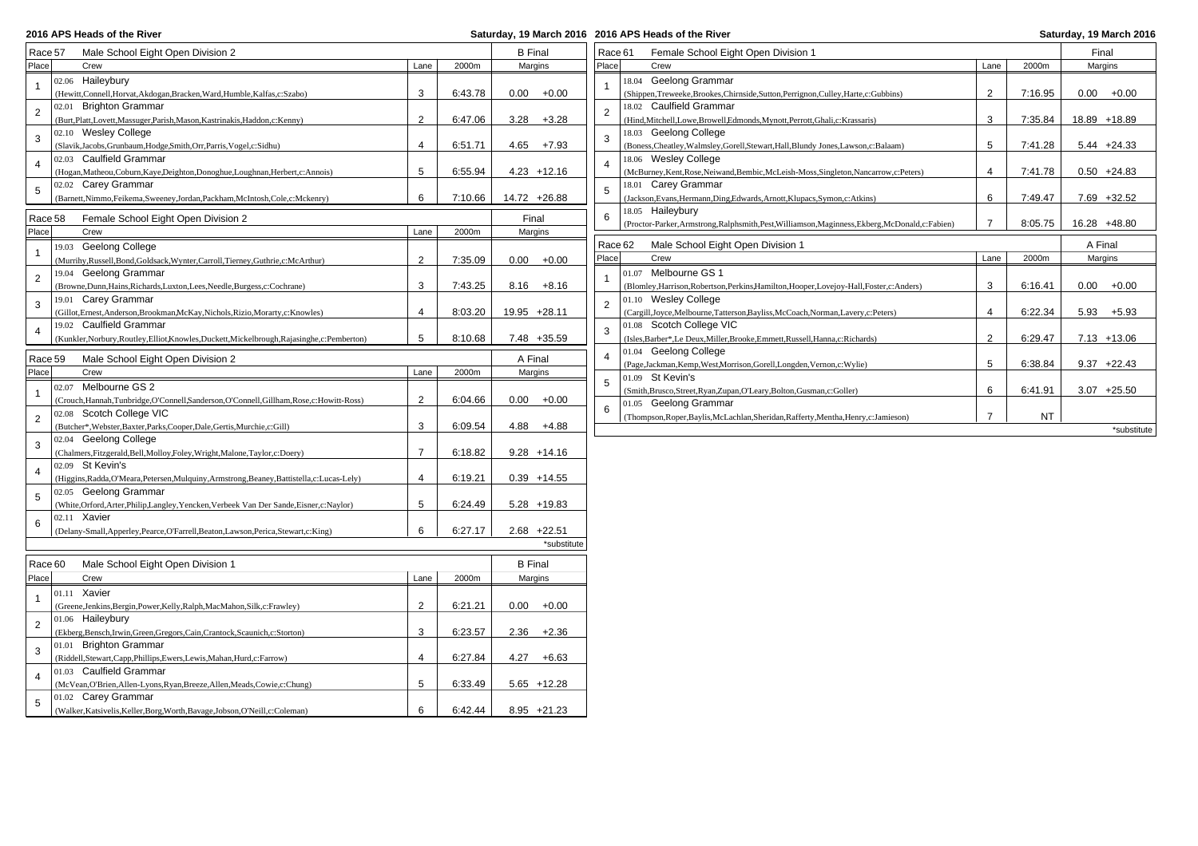## 2016 APS Heads of the River

Saturday, 19 March 2016

### Race 57 — Male School Eight Open Division 2 — B Final

| Place | Crew | Lane | 2000m | Margins | |
|---|---|---|---|---|---|
| 1 | 02.06 Haileybury (Hewitt,Connell,Horvat,Akdogan,Bracken,Ward,Humble,Kalfas,c:Szabo) | 3 | 6:43.78 | 0.00 | +0.00 |
| 2 | 02.01 Brighton Grammar (Burt,Platt,Lovett,Massuger,Parish,Mason,Kastrinakis,Haddon,c:Kenny) | 2 | 6:47.06 | 3.28 | +3.28 |
| 3 | 02.10 Wesley College (Slavik,Jacobs,Grunbaum,Hodge,Smith,Orr,Parris,Vogel,c:Sidhu) | 4 | 6:51.71 | 4.65 | +7.93 |
| 4 | 02.03 Caulfield Grammar (Hogan,Matheou,Coburn,Kaye,Deighton,Donoghue,Loughnan,Herbert,c:Annois) | 5 | 6:55.94 | 4.23 | +12.16 |
| 5 | 02.02 Carey Grammar (Barnett,Nimmo,Feikema,Sweeney,Jordan,Packham,McIntosh,Cole,c:Mckenry) | 6 | 7:10.66 | 14.72 | +26.88 |

### Race 58 — Female School Eight Open Division 2 — Final

| Place | Crew | Lane | 2000m | Margins | |
|---|---|---|---|---|---|
| 1 | 19.03 Geelong College (Murrihy,Russell,Bond,Goldsack,Wynter,Carroll,Tierney,Guthrie,c:McArthur) | 2 | 7:35.09 | 0.00 | +0.00 |
| 2 | 19.04 Geelong Grammar (Browne,Dunn,Hains,Richards,Luxton,Lees,Needle,Burgess,c:Cochrane) | 3 | 7:43.25 | 8.16 | +8.16 |
| 3 | 19.01 Carey Grammar (Gillot,Ernest,Anderson,Brookman,McKay,Nichols,Rizio,Morarty,c:Knowles) | 4 | 8:03.20 | 19.95 | +28.11 |
| 4 | 19.02 Caulfield Grammar (Kunkler,Norbury,Routley,Elliot,Knowles,Duckett,Mickelbrough,Rajasinghe,c:Pemberton) | 5 | 8:10.68 | 7.48 | +35.59 |

### Race 59 — Male School Eight Open Division 2 — A Final

| Place | Crew | Lane | 2000m | Margins | |
|---|---|---|---|---|---|
| 1 | 02.07 Melbourne GS 2 (Crouch,Hannah,Tunbridge,O'Connell,Sanderson,O'Connell,Gillham,Rose,c:Howitt-Ross) | 2 | 6:04.66 | 0.00 | +0.00 |
| 2 | 02.08 Scotch College VIC (Butcher*,Webster,Baxter,Parks,Cooper,Dale,Gertis,Murchie,c:Gill) | 3 | 6:09.54 | 4.88 | +4.88 |
| 3 | 02.04 Geelong College (Chalmers,Fitzgerald,Bell,Molloy,Foley,Wright,Malone,Taylor,c:Doery) | 7 | 6:18.82 | 9.28 | +14.16 |
| 4 | 02.09 St Kevin's (Higgins,Radda,O'Meara,Petersen,Mulquiny,Armstrong,Beaney,Battistella,c:Lucas-Lely) | 4 | 6:19.21 | 0.39 | +14.55 |
| 5 | 02.05 Geelong Grammar (White,Orford,Arter,Philip,Langley,Yencken,Verbeek Van Der Sande,Eisner,c:Naylor) | 5 | 6:24.49 | 5.28 | +19.83 |
| 6 | 02.11 Xavier (Delany-Small,Apperley,Pearce,O'Farrell,Beaton,Lawson,Perica,Stewart,c:King) | 6 | 6:27.17 | 2.68 | +22.51 |

*substitute

### Race 60 — Male School Eight Open Division 1 — B Final

| Place | Crew | Lane | 2000m | Margins | |
|---|---|---|---|---|---|
| 1 | 01.11 Xavier (Greene,Jenkins,Bergin,Power,Kelly,Ralph,MacMahon,Silk,c:Frawley) | 2 | 6:21.21 | 0.00 | +0.00 |
| 2 | 01.06 Haileybury (Ekberg,Bensch,Irwin,Green,Gregors,Cain,Crantock,Scaunich,c:Storton) | 3 | 6:23.57 | 2.36 | +2.36 |
| 3 | 01.01 Brighton Grammar (Riddell,Stewart,Capp,Phillips,Ewers,Lewis,Mahan,Hurd,c:Farrow) | 4 | 6:27.84 | 4.27 | +6.63 |
| 4 | 01.03 Caulfield Grammar (McVean,O'Brien,Allen-Lyons,Ryan,Breeze,Allen,Meads,Cowie,c:Chung) | 5 | 6:33.49 | 5.65 | +12.28 |
| 5 | 01.02 Carey Grammar (Walker,Katsivelis,Keller,Borg,Worth,Bavage,Jobson,O'Neill,c:Coleman) | 6 | 6:42.44 | 8.95 | +21.23 |

### Race 61 — Female School Eight Open Division 1 — Final

| Place | Crew | Lane | 2000m | Margins | |
|---|---|---|---|---|---|
| 1 | 18.04 Geelong Grammar (Shippen,Treweeke,Brookes,Chirnside,Sutton,Perrignon,Culley,Harte,c:Gubbins) | 2 | 7:16.95 | 0.00 | +0.00 |
| 2 | 18.02 Caulfield Grammar (Hind,Mitchell,Lowe,Browell,Edmonds,Mynott,Perrott,Ghali,c:Krassaris) | 3 | 7:35.84 | 18.89 | +18.89 |
| 3 | 18.03 Geelong College (Boness,Cheatley,Walmsley,Gorell,Stewart,Hall,Blundy Jones,Lawson,c:Balaam) | 5 | 7:41.28 | 5.44 | +24.33 |
| 4 | 18.06 Wesley College (McBurney,Kent,Rose,Neiwand,Bembic,McLeish-Moss,Singleton,Nancarrow,c:Peters) | 4 | 7:41.78 | 0.50 | +24.83 |
| 5 | 18.01 Carey Grammar (Jackson,Evans,Hermann,Ding,Edwards,Arnott,Klupacs,Symon,c:Atkins) | 6 | 7:49.47 | 7.69 | +32.52 |
| 6 | 18.05 Haileybury (Proctor-Parker,Armstrong,Ralphsmith,Pest,Williamson,Maginness,Ekberg,McDonald,c:Fabien) | 7 | 8:05.75 | 16.28 | +48.80 |

### Race 62 — Male School Eight Open Division 1 — A Final

| Place | Crew | Lane | 2000m | Margins | |
|---|---|---|---|---|---|
| 1 | 01.07 Melbourne GS 1 (Blomley,Harrison,Robertson,Perkins,Hamilton,Hooper,Lovejoy-Hall,Foster,c:Anders) | 3 | 6:16.41 | 0.00 | +0.00 |
| 2 | 01.10 Wesley College (Cargill,Joyce,Melbourne,Tatterson,Bayliss,McCoach,Norman,Lavery,c:Peters) | 4 | 6:22.34 | 5.93 | +5.93 |
| 3 | 01.08 Scotch College VIC (Isles,Barber*,Le Deux,Miller,Brooke,Emmett,Russell,Hanna,c:Richards) | 2 | 6:29.47 | 7.13 | +13.06 |
| 4 | 01.04 Geelong College (Page,Jackman,Kemp,West,Morrison,Gorell,Longden,Vernon,c:Wylie) | 5 | 6:38.84 | 9.37 | +22.43 |
| 5 | 01.09 St Kevin's (Smith,Brusco,Street,Ryan,Zupan,O'Leary,Bolton,Gusman,c:Goller) | 6 | 6:41.91 | 3.07 | +25.50 |
| 6 | 01.05 Geelong Grammar (Thompson,Roper,Baylis,McLachlan,Sheridan,Rafferty,Mentha,Henry,c:Jamieson) | 7 | NT | | |

*substitute